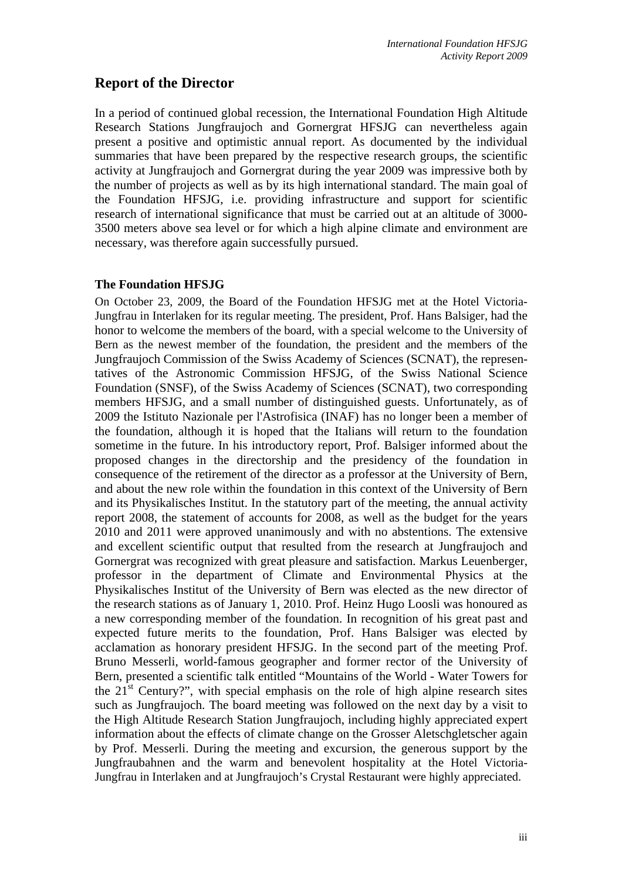# Report of the Director

In a period of continued global recession, the International Foundation High Altitude Research Stations Jungfraujoch and Gornergrat HFSJG can nevertheless again present a positive and optimistic annual report. As documented by the individual summaries that have been prepared by the respective research groups, the scientific activity at Jungfraujoch and Gornergrat during the year 2009 was impressive both by the number of projects as well as by its high international standard. The main goal of the Foundation HFSJG, i.e. providing infrastructure and support for scientific research of international significance that must be carried out at an altitude of 3000-3500 meters above sea level or for which a high alpine climate and environment are necessary, was therefore again successfully pursued.

### The Foundation HFSJG

On October 23, 2009, the Board of the Foundation HFSJG met at the Hotel Victoria-Jungfrau in Interlaken for its regular meeting. The president, Prof. Hans Balsiger, had the honor to welcome the members of the board, with a special welcome to the University of Bern as the newest member of the foundation, the president and the members of the Jungfraujoch Commission of the Swiss Academy of Sciences (SCNAT), the representatives of the Astronomic Commission HFSJG, of the Swiss National Science Foundation (SNSF), of the Swiss Academy of Sciences (SCNAT), two corresponding members HFSJG, and a small number of distinguished guests. Unfortunately, as of 2009 the Istituto Nazionale per l'Astrofisica (INAF) has no longer been a member of the foundation, although it is hoped that the Italians will return to the foundation sometime in the future. In his introductory report, Prof. Balsiger informed about the proposed changes in the directorship and the presidency of the foundation in consequence of the retirement of the director as a professor at the University of Bern, and about the new role within the foundation in this context of the University of Bern and its Physikalisches Institut. In the statutory part of the meeting, the annual activity report 2008, the statement of accounts for 2008, as well as the budget for the years 2010 and 2011 were approved unanimously and with no abstentions. The extensive and excellent scientific output that resulted from the research at Jungfraujoch and Gornergrat was recognized with great pleasure and satisfaction. Markus Leuenberger, professor in the department of Climate and Environmental Physics at the Physikalisches Institut of the University of Bern was elected as the new director of the research stations as of January 1, 2010. Prof. Heinz Hugo Loosli was honoured as a new corresponding member of the foundation. In recognition of his great past and expected future merits to the foundation, Prof. Hans Balsiger was elected by acclamation as honorary president HFSJG. In the second part of the meeting Prof. Bruno Messerli, world-famous geographer and former rector of the University of Bern, presented a scientific talk entitled "Mountains of the World - Water Towers for the 21st Century?", with special emphasis on the role of high alpine research sites such as Jungfraujoch. The board meeting was followed on the next day by a visit to the High Altitude Research Station Jungfraujoch, including highly appreciated expert information about the effects of climate change on the Grosser Aletschgletscher again by Prof. Messerli. During the meeting and excursion, the generous support by the Jungfraubahnen and the warm and benevolent hospitality at the Hotel Victoria-Jungfrau in Interlaken and at Jungfraujoch's Crystal Restaurant were highly appreciated.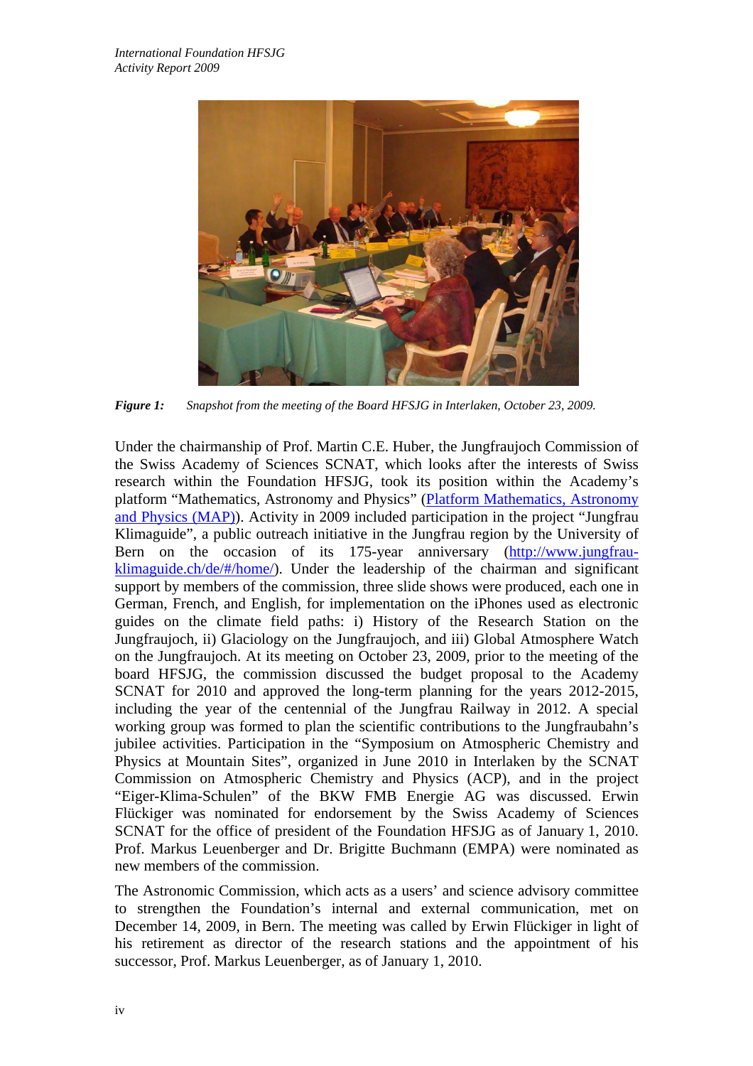*Figure 1:* *Snapshot from the meeting of the Board HFSJG in Interlaken, October 23, 2009.*

Under the chairmanship of Prof. Martin C.E. Huber, the Jungfraujoch Commission of the Swiss Academy of Sciences SCNAT, which looks after the interests of Swiss research within the Foundation HFSJG, took its position within the Academy's platform "Mathematics, Astronomy and Physics" ([Platform Mathematics, Astronomy and Physics (MAP)]()). Activity in 2009 included participation in the project "Jungfrau Klimaguide", a public outreach initiative in the Jungfrau region by the University of Bern on the occasion of its 175-year anniversary ([http://www.jungfrau-klimaguide.ch/de/#/home/](http://www.jungfrau-klimaguide.ch/de/#/home/)). Under the leadership of the chairman and significant support by members of the commission, three slide shows were produced, each one in German, French, and English, for implementation on the iPhones used as electronic guides on the climate field paths: i) History of the Research Station on the Jungfraujoch, ii) Glaciology on the Jungfraujoch, and iii) Global Atmosphere Watch on the Jungfraujoch. At its meeting on October 23, 2009, prior to the meeting of the board HFSJG, the commission discussed the budget proposal to the Academy SCNAT for 2010 and approved the long-term planning for the years 2012-2015, including the year of the centennial of the Jungfrau Railway in 2012. A special working group was formed to plan the scientific contributions to the Jungfraubahn's jubilee activities. Participation in the "Symposium on Atmospheric Chemistry and Physics at Mountain Sites", organized in June 2010 in Interlaken by the SCNAT Commission on Atmospheric Chemistry and Physics (ACP), and in the project "Eiger-Klima-Schulen" of the BKW FMB Energie AG was discussed. Erwin Flückiger was nominated for endorsement by the Swiss Academy of Sciences SCNAT for the office of president of the Foundation HFSJG as of January 1, 2010. Prof. Markus Leuenberger and Dr. Brigitte Buchmann (EMPA) were nominated as new members of the commission.

The Astronomic Commission, which acts as a users' and science advisory committee to strengthen the Foundation's internal and external communication, met on December 14, 2009, in Bern. The meeting was called by Erwin Flückiger in light of his retirement as director of the research stations and the appointment of his successor, Prof. Markus Leuenberger, as of January 1, 2010.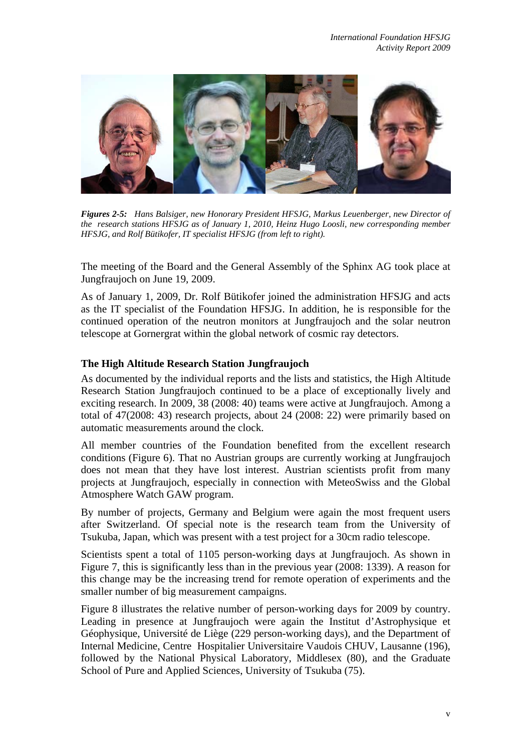*Figures 2-5: Hans Balsiger, new Honorary President HFSJG, Markus Leuenberger, new Director of the research stations HFSJG as of January 1, 2010, Heinz Hugo Loosli, new corresponding member HFSJG, and Rolf Bütikofer, IT specialist HFSJG (from left to right).*

The meeting of the Board and the General Assembly of the Sphinx AG took place at Jungfraujoch on June 19, 2009.

As of January 1, 2009, Dr. Rolf Bütikofer joined the administration HFSJG and acts as the IT specialist of the Foundation HFSJG. In addition, he is responsible for the continued operation of the neutron monitors at Jungfraujoch and the solar neutron telescope at Gornergrat within the global network of cosmic ray detectors.

### The High Altitude Research Station Jungfraujoch

As documented by the individual reports and the lists and statistics, the High Altitude Research Station Jungfraujoch continued to be a place of exceptionally lively and exciting research. In 2009, 38 (2008: 40) teams were active at Jungfraujoch. Among a total of 47(2008: 43) research projects, about 24 (2008: 22) were primarily based on automatic measurements around the clock.

All member countries of the Foundation benefited from the excellent research conditions (Figure 6). That no Austrian groups are currently working at Jungfraujoch does not mean that they have lost interest. Austrian scientists profit from many projects at Jungfraujoch, especially in connection with MeteoSwiss and the Global Atmosphere Watch GAW program.

By number of projects, Germany and Belgium were again the most frequent users after Switzerland. Of special note is the research team from the University of Tsukuba, Japan, which was present with a test project for a 30cm radio telescope.

Scientists spent a total of 1105 person-working days at Jungfraujoch. As shown in Figure 7, this is significantly less than in the previous year (2008: 1339). A reason for this change may be the increasing trend for remote operation of experiments and the smaller number of big measurement campaigns.

Figure 8 illustrates the relative number of person-working days for 2009 by country. Leading in presence at Jungfraujoch were again the Institut d'Astrophysique et Géophysique, Université de Liège (229 person-working days), and the Department of Internal Medicine, Centre Hospitalier Universitaire Vaudois CHUV, Lausanne (196), followed by the National Physical Laboratory, Middlesex (80), and the Graduate School of Pure and Applied Sciences, University of Tsukuba (75).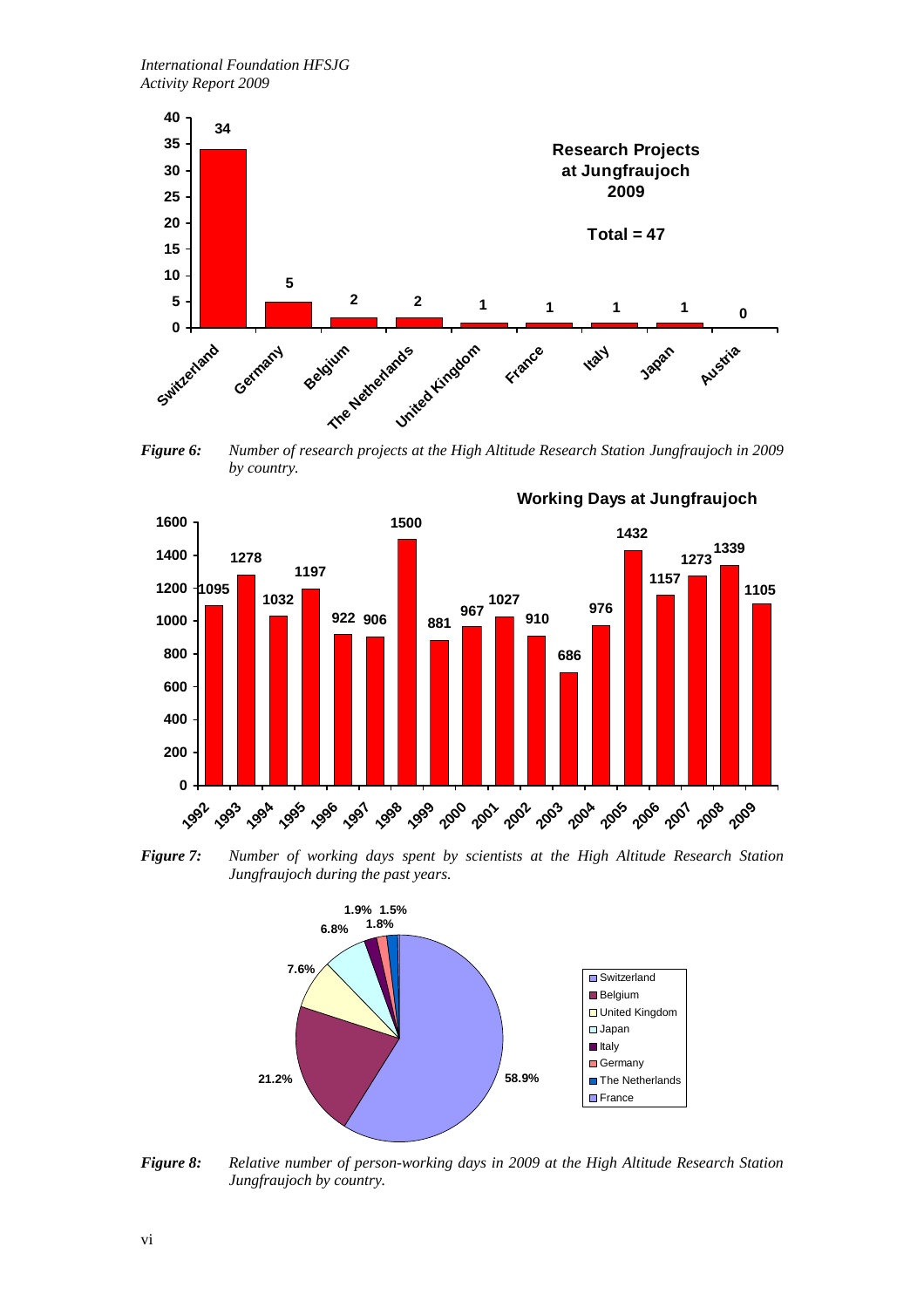**Research Projects at Jungfraujoch 2009**

**Total = 47**

| Country | Number of projects |
|---|---|
| Switzerland | 34 |
| Germany | 5 |
| Belgium | 2 |
| The Netherlands | 2 |
| United Kingdom | 1 |
| France | 1 |
| Italy | 1 |
| Japan | 1 |
| Austria | 0 |

***Figure 6:*** *Number of research projects at the High Altitude Research Station Jungfraujoch in 2009 by country.*

**Working Days at Jungfraujoch**

| Year | Working days |
|---|---|
| 1992 | 1095 |
| 1993 | 1278 |
| 1994 | 1032 |
| 1995 | 1197 |
| 1996 | 922 |
| 1997 | 906 |
| 1998 | 1500 |
| 1999 | 881 |
| 2000 | 967 |
| 2001 | 1027 |
| 2002 | 910 |
| 2003 | 686 |
| 2004 | 976 |
| 2005 | 1432 |
| 2006 | 1157 |
| 2007 | 1273 |
| 2008 | 1339 |
| 2009 | 1105 |

***Figure 7:*** *Number of working days spent by scientists at the High Altitude Research Station Jungfraujoch during the past years.*

Pie chart legend: Switzerland, Belgium, United Kingdom, Japan, Italy, Germany, The Netherlands, France

Pie chart values: 58.9%, 21.2%, 7.6%, 6.8%, 1.9%, 1.8%, 1.5%

***Figure 8:*** *Relative number of person-working days in 2009 at the High Altitude Research Station Jungfraujoch by country.*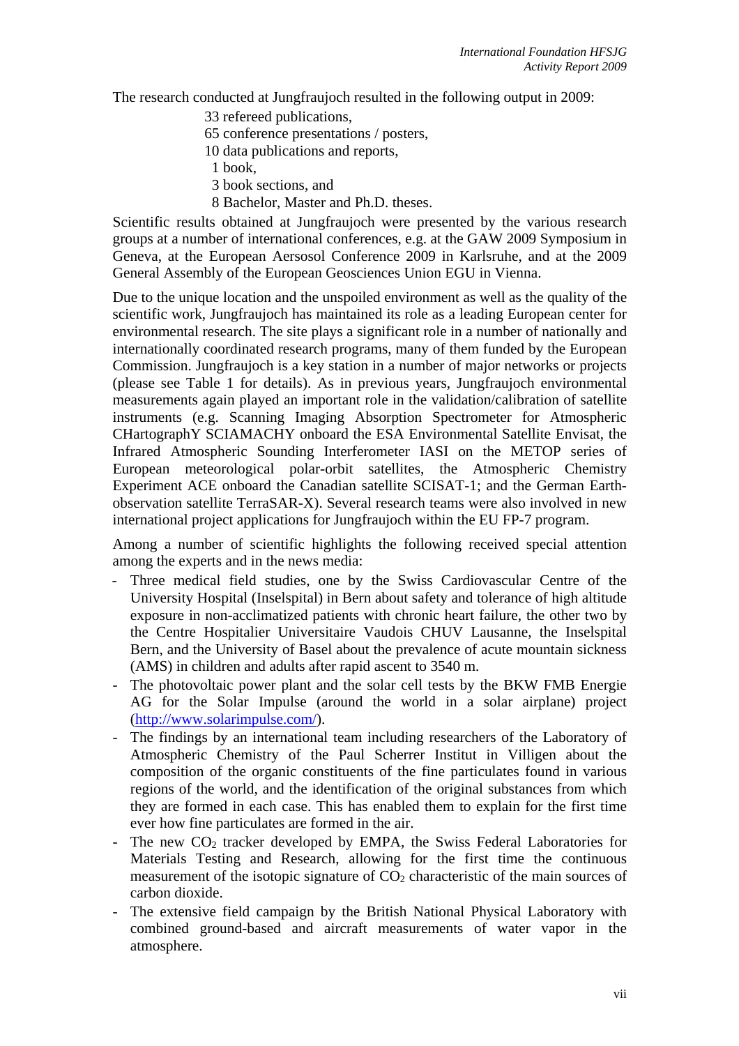The research conducted at Jungfraujoch resulted in the following output in 2009:

33 refereed publications,
65 conference presentations / posters,
10 data publications and reports,
1 book,
3 book sections, and
8 Bachelor, Master and Ph.D. theses.

Scientific results obtained at Jungfraujoch were presented by the various research groups at a number of international conferences, e.g. at the GAW 2009 Symposium in Geneva, at the European Aersosol Conference 2009 in Karlsruhe, and at the 2009 General Assembly of the European Geosciences Union EGU in Vienna.

Due to the unique location and the unspoiled environment as well as the quality of the scientific work, Jungfraujoch has maintained its role as a leading European center for environmental research. The site plays a significant role in a number of nationally and internationally coordinated research programs, many of them funded by the European Commission. Jungfraujoch is a key station in a number of major networks or projects (please see Table 1 for details). As in previous years, Jungfraujoch environmental measurements again played an important role in the validation/calibration of satellite instruments (e.g. Scanning Imaging Absorption Spectrometer for Atmospheric CHartographY SCIAMACHY onboard the ESA Environmental Satellite Envisat, the Infrared Atmospheric Sounding Interferometer IASI on the METOP series of European meteorological polar-orbit satellites, the Atmospheric Chemistry Experiment ACE onboard the Canadian satellite SCISAT-1; and the German Earth-observation satellite TerraSAR-X). Several research teams were also involved in new international project applications for Jungfraujoch within the EU FP-7 program.

Among a number of scientific highlights the following received special attention among the experts and in the news media:

- Three medical field studies, one by the Swiss Cardiovascular Centre of the University Hospital (Inselspital) in Bern about safety and tolerance of high altitude exposure in non-acclimatized patients with chronic heart failure, the other two by the Centre Hospitalier Universitaire Vaudois CHUV Lausanne, the Inselspital Bern, and the University of Basel about the prevalence of acute mountain sickness (AMS) in children and adults after rapid ascent to 3540 m.
- The photovoltaic power plant and the solar cell tests by the BKW FMB Energie AG for the Solar Impulse (around the world in a solar airplane) project (http://www.solarimpulse.com/).
- The findings by an international team including researchers of the Laboratory of Atmospheric Chemistry of the Paul Scherrer Institut in Villigen about the composition of the organic constituents of the fine particulates found in various regions of the world, and the identification of the original substances from which they are formed in each case. This has enabled them to explain for the first time ever how fine particulates are formed in the air.
- The new $CO_2$ tracker developed by EMPA, the Swiss Federal Laboratories for Materials Testing and Research, allowing for the first time the continuous measurement of the isotopic signature of $CO_2$ characteristic of the main sources of carbon dioxide.
- The extensive field campaign by the British National Physical Laboratory with combined ground-based and aircraft measurements of water vapor in the atmosphere.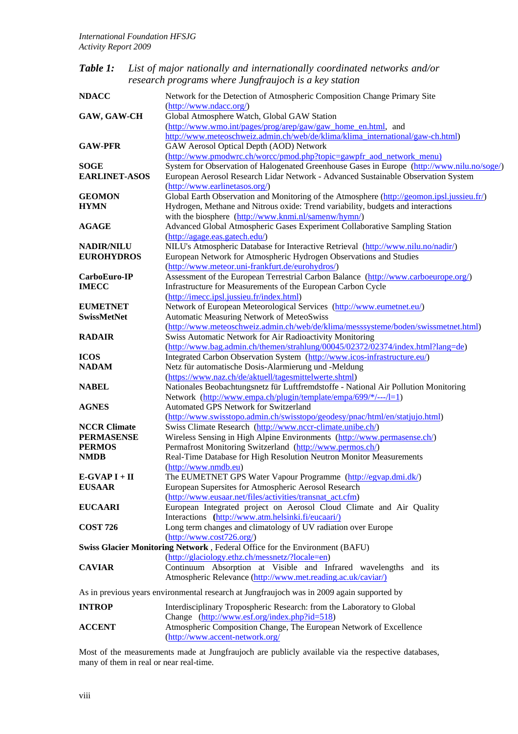*Table 1: List of major nationally and internationally coordinated networks and/or research programs where Jungfraujoch is a key station*

| | |
|---|---|
| **NDACC** | Network for the Detection of Atmospheric Composition Change Primary Site (http://www.ndacc.org/) |
| **GAW, GAW-CH** | Global Atmosphere Watch, Global GAW Station (http://www.wmo.int/pages/prog/arep/gaw/gaw_home_en.html, and http://www.meteoschweiz.admin.ch/web/de/klima/klima_international/gaw-ch.html) |
| **GAW-PFR** | GAW Aerosol Optical Depth (AOD) Network (http://www.pmodwrc.ch/worcc/pmod.php?topic=gawpfr_aod_network_menu) |
| **SOGE** | System for Observation of Halogenated Greenhouse Gases in Europe (http://www.nilu.no/soge/) |
| **EARLINET-ASOS** | European Aerosol Research Lidar Network - Advanced Sustainable Observation System (http://www.earlinetasos.org/) |
| **GEOMON** | Global Earth Observation and Monitoring of the Atmosphere (http://geomon.ipsl.jussieu.fr/) |
| **HYMN** | Hydrogen, Methane and Nitrous oxide: Trend variability, budgets and interactions with the biosphere (http://www.knmi.nl/samenw/hymn/) |
| **AGAGE** | Advanced Global Atmospheric Gases Experiment Collaborative Sampling Station (http://agage.eas.gatech.edu/) |
| **NADIR/NILU** | NILU's Atmospheric Database for Interactive Retrieval (http://www.nilu.no/nadir/) |
| **EUROHYDROS** | European Network for Atmospheric Hydrogen Observations and Studies (http://www.meteor.uni-frankfurt.de/eurohydros/) |
| **CarboEuro-IP** | Assessment of the European Terrestrial Carbon Balance (http://www.carboeurope.org/) |
| **IMECC** | Infrastructure for Measurements of the European Carbon Cycle (http://imecc.ipsl.jussieu.fr/index.html) |
| **EUMETNET** | Network of European Meteorological Services (http://www.eumetnet.eu/) |
| **SwissMetNet** | Automatic Measuring Network of MeteoSwiss (http://www.meteoschweiz.admin.ch/web/de/klima/messsysteme/boden/swissmetnet.html) |
| **RADAIR** | Swiss Automatic Network for Air Radioactivity Monitoring (http://www.bag.admin.ch/themen/strahlung/00045/02372/02374/index.html?lang=de) |
| **ICOS** | Integrated Carbon Observation System (http://www.icos-infrastructure.eu/) |
| **NADAM** | Netz für automatische Dosis-Alarmierung und -Meldung (https://www.naz.ch/de/aktuell/tagesmittelwerte.shtml) |
| **NABEL** | Nationales Beobachtungsnetz für Luftfremdstoffe - National Air Pollution Monitoring Network (http://www.empa.ch/plugin/template/empa/699/*/---/l=1) |
| **AGNES** | Automated GPS Network for Switzerland (http://www.swisstopo.admin.ch/swisstopo/geodesy/pnac/html/en/statjujo.html) |
| **NCCR Climate** | Swiss Climate Research (http://www.nccr-climate.unibe.ch/) |
| **PERMASENSE** | Wireless Sensing in High Alpine Environments (http://www.permasense.ch/) |
| **PERMOS** | Permafrost Monitoring Switzerland (http://www.permos.ch/) |
| **NMDB** | Real-Time Database for High Resolution Neutron Monitor Measurements (http://www.nmdb.eu) |
| **E-GVAP I + II** | The EUMETNET GPS Water Vapour Programme (http://egvap.dmi.dk/) |
| **EUSAAR** | European Supersites for Atmospheric Aerosol Research (http://www.eusaar.net/files/activities/transnat_act.cfm) |
| **EUCAARI** | European Integrated project on Aerosol Cloud Climate and Air Quality Interactions (http://www.atm.helsinki.fi/eucaari/) |
| **COST 726** | Long term changes and climatology of UV radiation over Europe (http://www.cost726.org/) |
| **Swiss Glacier Monitoring Network** | Federal Office for the Environment (BAFU) (http://glaciology.ethz.ch/messnetz/?locale=en) |
| **CAVIAR** | Continuum Absorption at Visible and Infrared wavelengths and its Atmospheric Relevance (http://www.met.reading.ac.uk/caviar/) |

As in previous years environmental research at Jungfraujoch was in 2009 again supported by

| | |
|---|---|
| **INTROP** | Interdisciplinary Tropospheric Research: from the Laboratory to Global Change (http://www.esf.org/index.php?id=518) |
| **ACCENT** | Atmospheric Composition Change, The European Network of Excellence (http://www.accent-network.org/ |

Most of the measurements made at Jungfraujoch are publicly available via the respective databases, many of them in real or near real-time.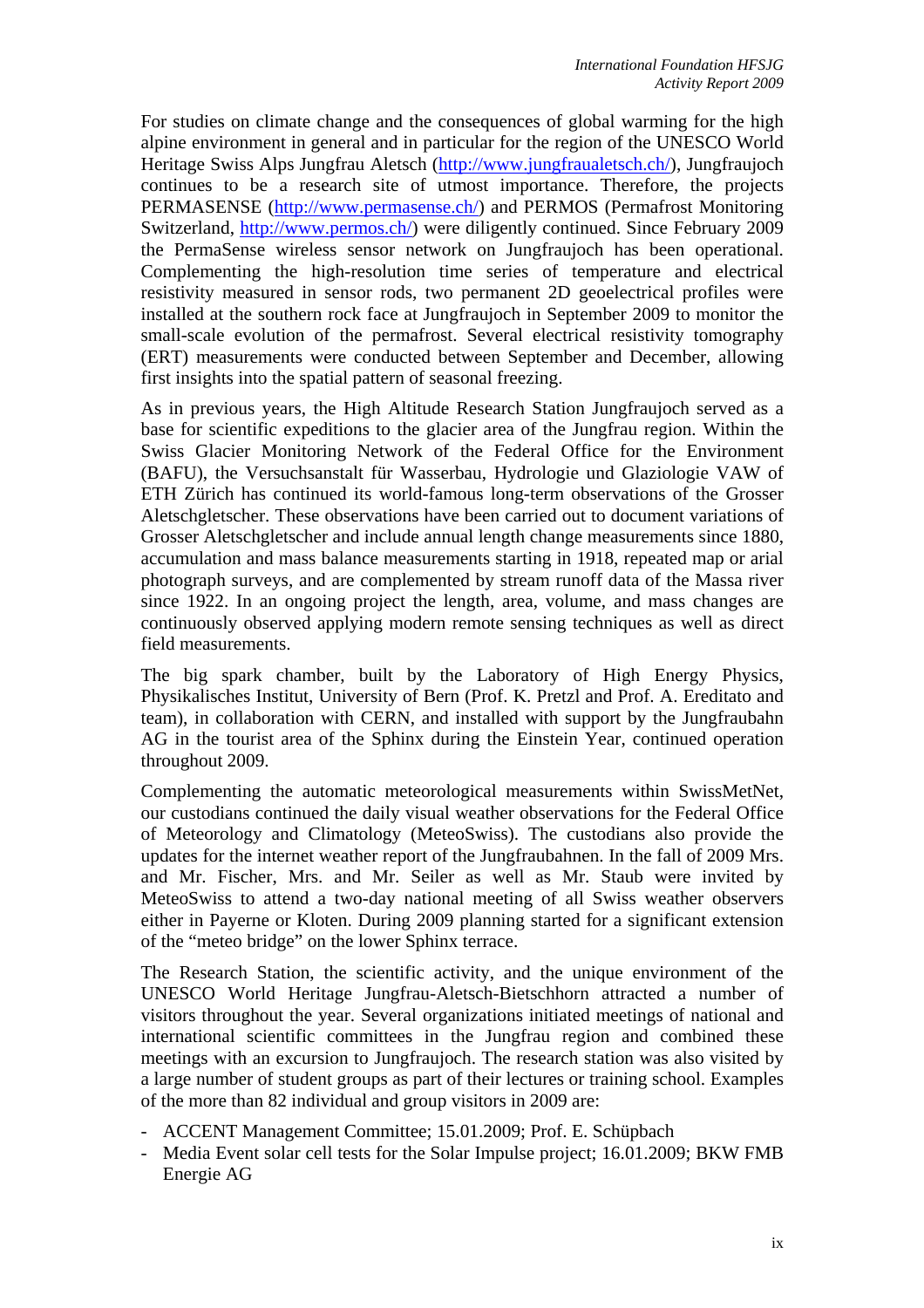For studies on climate change and the consequences of global warming for the high alpine environment in general and in particular for the region of the UNESCO World Heritage Swiss Alps Jungfrau Aletsch (http://www.jungfraualetsch.ch/), Jungfraujoch continues to be a research site of utmost importance. Therefore, the projects PERMASENSE (http://www.permasense.ch/) and PERMOS (Permafrost Monitoring Switzerland, http://www.permos.ch/) were diligently continued. Since February 2009 the PermaSense wireless sensor network on Jungfraujoch has been operational. Complementing the high-resolution time series of temperature and electrical resistivity measured in sensor rods, two permanent 2D geoelectrical profiles were installed at the southern rock face at Jungfraujoch in September 2009 to monitor the small-scale evolution of the permafrost. Several electrical resistivity tomography (ERT) measurements were conducted between September and December, allowing first insights into the spatial pattern of seasonal freezing.

As in previous years, the High Altitude Research Station Jungfraujoch served as a base for scientific expeditions to the glacier area of the Jungfrau region. Within the Swiss Glacier Monitoring Network of the Federal Office for the Environment (BAFU), the Versuchsanstalt für Wasserbau, Hydrologie und Glaziologie VAW of ETH Zürich has continued its world-famous long-term observations of the Grosser Aletschgletscher. These observations have been carried out to document variations of Grosser Aletschgletscher and include annual length change measurements since 1880, accumulation and mass balance measurements starting in 1918, repeated map or arial photograph surveys, and are complemented by stream runoff data of the Massa river since 1922. In an ongoing project the length, area, volume, and mass changes are continuously observed applying modern remote sensing techniques as well as direct field measurements.

The big spark chamber, built by the Laboratory of High Energy Physics, Physikalisches Institut, University of Bern (Prof. K. Pretzl and Prof. A. Ereditato and team), in collaboration with CERN, and installed with support by the Jungfraubahn AG in the tourist area of the Sphinx during the Einstein Year, continued operation throughout 2009.

Complementing the automatic meteorological measurements within SwissMetNet, our custodians continued the daily visual weather observations for the Federal Office of Meteorology and Climatology (MeteoSwiss). The custodians also provide the updates for the internet weather report of the Jungfraubahnen. In the fall of 2009 Mrs. and Mr. Fischer, Mrs. and Mr. Seiler as well as Mr. Staub were invited by MeteoSwiss to attend a two-day national meeting of all Swiss weather observers either in Payerne or Kloten. During 2009 planning started for a significant extension of the "meteo bridge" on the lower Sphinx terrace.

The Research Station, the scientific activity, and the unique environment of the UNESCO World Heritage Jungfrau-Aletsch-Bietschhorn attracted a number of visitors throughout the year. Several organizations initiated meetings of national and international scientific committees in the Jungfrau region and combined these meetings with an excursion to Jungfraujoch. The research station was also visited by a large number of student groups as part of their lectures or training school. Examples of the more than 82 individual and group visitors in 2009 are:

- ACCENT Management Committee; 15.01.2009; Prof. E. Schüpbach
- Media Event solar cell tests for the Solar Impulse project; 16.01.2009; BKW FMB Energie AG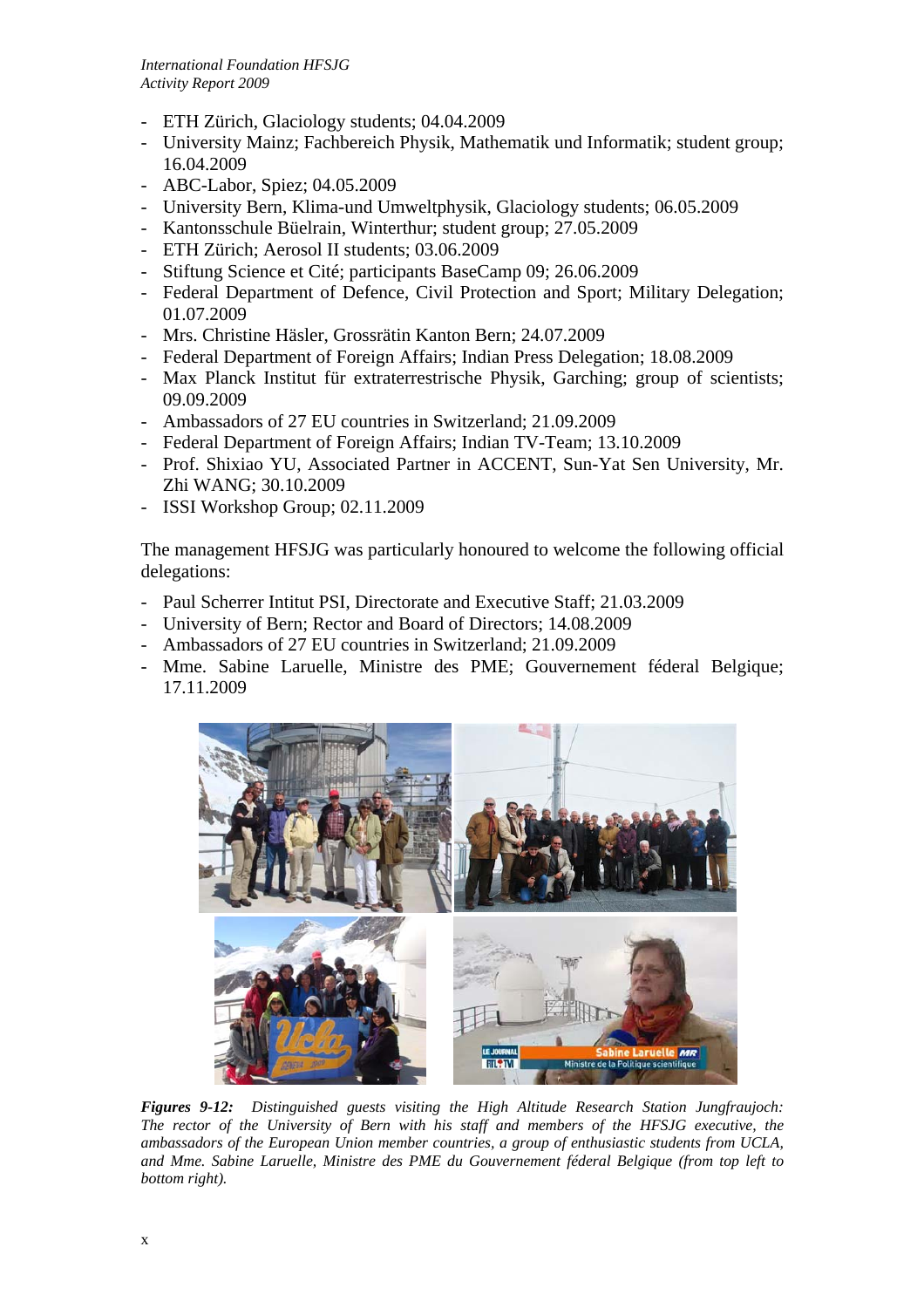- ETH Zürich, Glaciology students; 04.04.2009
- University Mainz; Fachbereich Physik, Mathematik und Informatik; student group; 16.04.2009
- ABC-Labor, Spiez; 04.05.2009
- University Bern, Klima-und Umweltphysik, Glaciology students; 06.05.2009
- Kantonsschule Büelrain, Winterthur; student group; 27.05.2009
- ETH Zürich; Aerosol II students; 03.06.2009
- Stiftung Science et Cité; participants BaseCamp 09; 26.06.2009
- Federal Department of Defence, Civil Protection and Sport; Military Delegation; 01.07.2009
- Mrs. Christine Häsler, Grossrätin Kanton Bern; 24.07.2009
- Federal Department of Foreign Affairs; Indian Press Delegation; 18.08.2009
- Max Planck Institut für extraterrestrische Physik, Garching; group of scientists; 09.09.2009
- Ambassadors of 27 EU countries in Switzerland; 21.09.2009
- Federal Department of Foreign Affairs; Indian TV-Team; 13.10.2009
- Prof. Shixiao YU, Associated Partner in ACCENT, Sun-Yat Sen University, Mr. Zhi WANG; 30.10.2009
- ISSI Workshop Group; 02.11.2009

The management HFSJG was particularly honoured to welcome the following official delegations:

- Paul Scherrer Intitut PSI, Directorate and Executive Staff; 21.03.2009
- University of Bern; Rector and Board of Directors; 14.08.2009
- Ambassadors of 27 EU countries in Switzerland; 21.09.2009
- Mme. Sabine Laruelle, Ministre des PME; Gouvernement féderal Belgique; 17.11.2009

***Figures 9-12:*** *Distinguished guests visiting the High Altitude Research Station Jungfraujoch: The rector of the University of Bern with his staff and members of the HFSJG executive, the ambassadors of the European Union member countries, a group of enthusiastic students from UCLA, and Mme. Sabine Laruelle, Ministre des PME du Gouvernement féderal Belgique (from top left to bottom right).*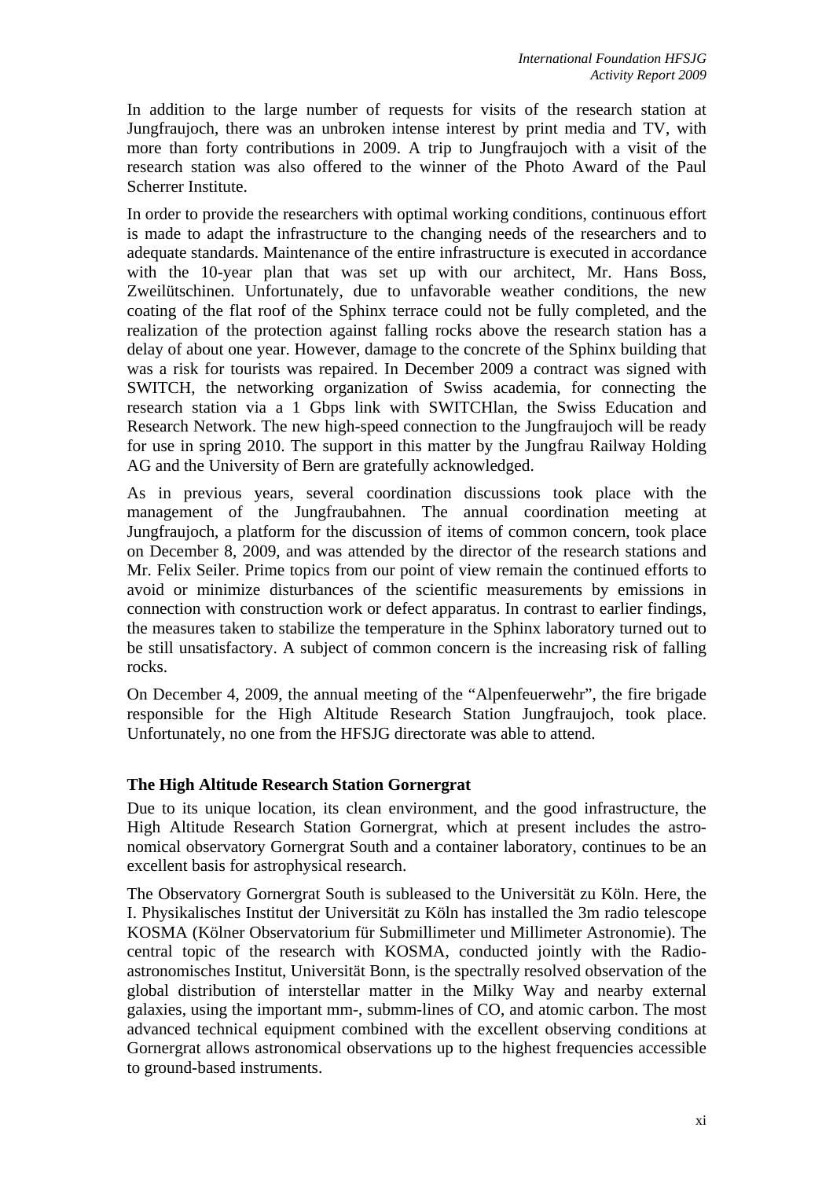In addition to the large number of requests for visits of the research station at Jungfraujoch, there was an unbroken intense interest by print media and TV, with more than forty contributions in 2009. A trip to Jungfraujoch with a visit of the research station was also offered to the winner of the Photo Award of the Paul Scherrer Institute.

In order to provide the researchers with optimal working conditions, continuous effort is made to adapt the infrastructure to the changing needs of the researchers and to adequate standards. Maintenance of the entire infrastructure is executed in accordance with the 10-year plan that was set up with our architect, Mr. Hans Boss, Zweilütschinen. Unfortunately, due to unfavorable weather conditions, the new coating of the flat roof of the Sphinx terrace could not be fully completed, and the realization of the protection against falling rocks above the research station has a delay of about one year. However, damage to the concrete of the Sphinx building that was a risk for tourists was repaired. In December 2009 a contract was signed with SWITCH, the networking organization of Swiss academia, for connecting the research station via a 1 Gbps link with SWITCHlan, the Swiss Education and Research Network. The new high-speed connection to the Jungfraujoch will be ready for use in spring 2010. The support in this matter by the Jungfrau Railway Holding AG and the University of Bern are gratefully acknowledged.

As in previous years, several coordination discussions took place with the management of the Jungfraubahnen. The annual coordination meeting at Jungfraujoch, a platform for the discussion of items of common concern, took place on December 8, 2009, and was attended by the director of the research stations and Mr. Felix Seiler. Prime topics from our point of view remain the continued efforts to avoid or minimize disturbances of the scientific measurements by emissions in connection with construction work or defect apparatus. In contrast to earlier findings, the measures taken to stabilize the temperature in the Sphinx laboratory turned out to be still unsatisfactory. A subject of common concern is the increasing risk of falling rocks.

On December 4, 2009, the annual meeting of the “Alpenfeuerwehr”, the fire brigade responsible for the High Altitude Research Station Jungfraujoch, took place. Unfortunately, no one from the HFSJG directorate was able to attend.

### The High Altitude Research Station Gornergrat

Due to its unique location, its clean environment, and the good infrastructure, the High Altitude Research Station Gornergrat, which at present includes the astronomical observatory Gornergrat South and a container laboratory, continues to be an excellent basis for astrophysical research.

The Observatory Gornergrat South is subleased to the Universität zu Köln. Here, the I. Physikalisches Institut der Universität zu Köln has installed the 3m radio telescope KOSMA (Kölner Observatorium für Submillimeter und Millimeter Astronomie). The central topic of the research with KOSMA, conducted jointly with the Radioastronomisches Institut, Universität Bonn, is the spectrally resolved observation of the global distribution of interstellar matter in the Milky Way and nearby external galaxies, using the important mm-, submm-lines of CO, and atomic carbon. The most advanced technical equipment combined with the excellent observing conditions at Gornergrat allows astronomical observations up to the highest frequencies accessible to ground-based instruments.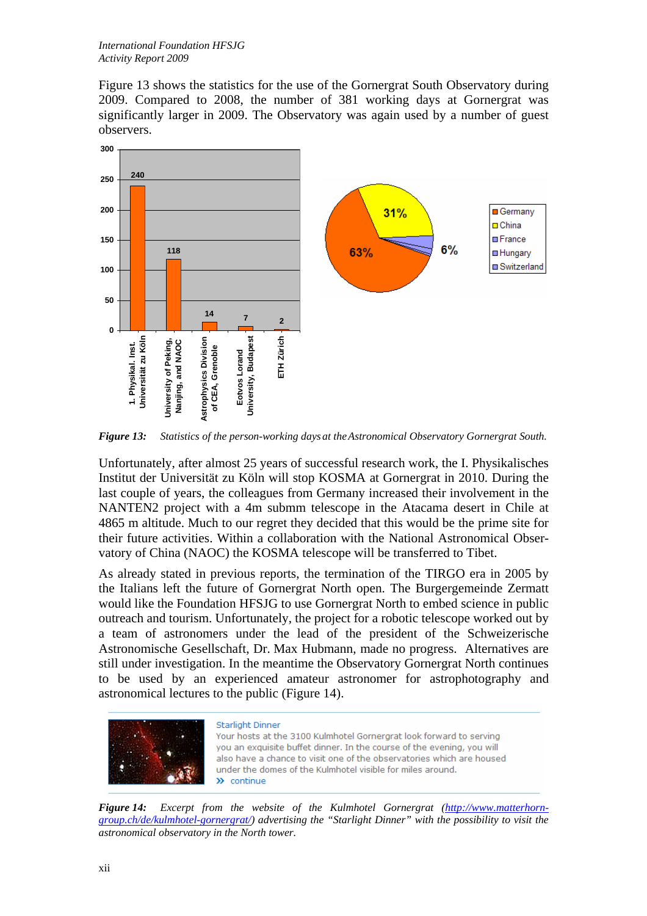Figure 13 shows the statistics for the use of the Gornergrat South Observatory during 2009. Compared to 2008, the number of 381 working days at Gornergrat was significantly larger in 2009. The Observatory was again used by a number of guest observers.

*Figure 13: Statistics of the person-working days at the Astronomical Observatory Gornergrat South.*

Unfortunately, after almost 25 years of successful research work, the I. Physikalisches Institut der Universität zu Köln will stop KOSMA at Gornergrat in 2010. During the last couple of years, the colleagues from Germany increased their involvement in the NANTEN2 project with a 4m submm telescope in the Atacama desert in Chile at 4865 m altitude. Much to our regret they decided that this would be the prime site for their future activities. Within a collaboration with the National Astronomical Observatory of China (NAOC) the KOSMA telescope will be transferred to Tibet.

As already stated in previous reports, the termination of the TIRGO era in 2005 by the Italians left the future of Gornergrat North open. The Burgergemeinde Zermatt would like the Foundation HFSJG to use Gornergrat North to embed science in public outreach and tourism. Unfortunately, the project for a robotic telescope worked out by a team of astronomers under the lead of the president of the Schweizerische Astronomische Gesellschaft, Dr. Max Hubmann, made no progress. Alternatives are still under investigation. In the meantime the Observatory Gornergrat North continues to be used by an experienced amateur astronomer for astrophotography and astronomical lectures to the public (Figure 14).

*Figure 14: Excerpt from the website of the Kulmhotel Gornergrat (http://www.matterhorn-group.ch/de/kulmhotel-gornergrat/) advertising the "Starlight Dinner" with the possibility to visit the astronomical observatory in the North tower.*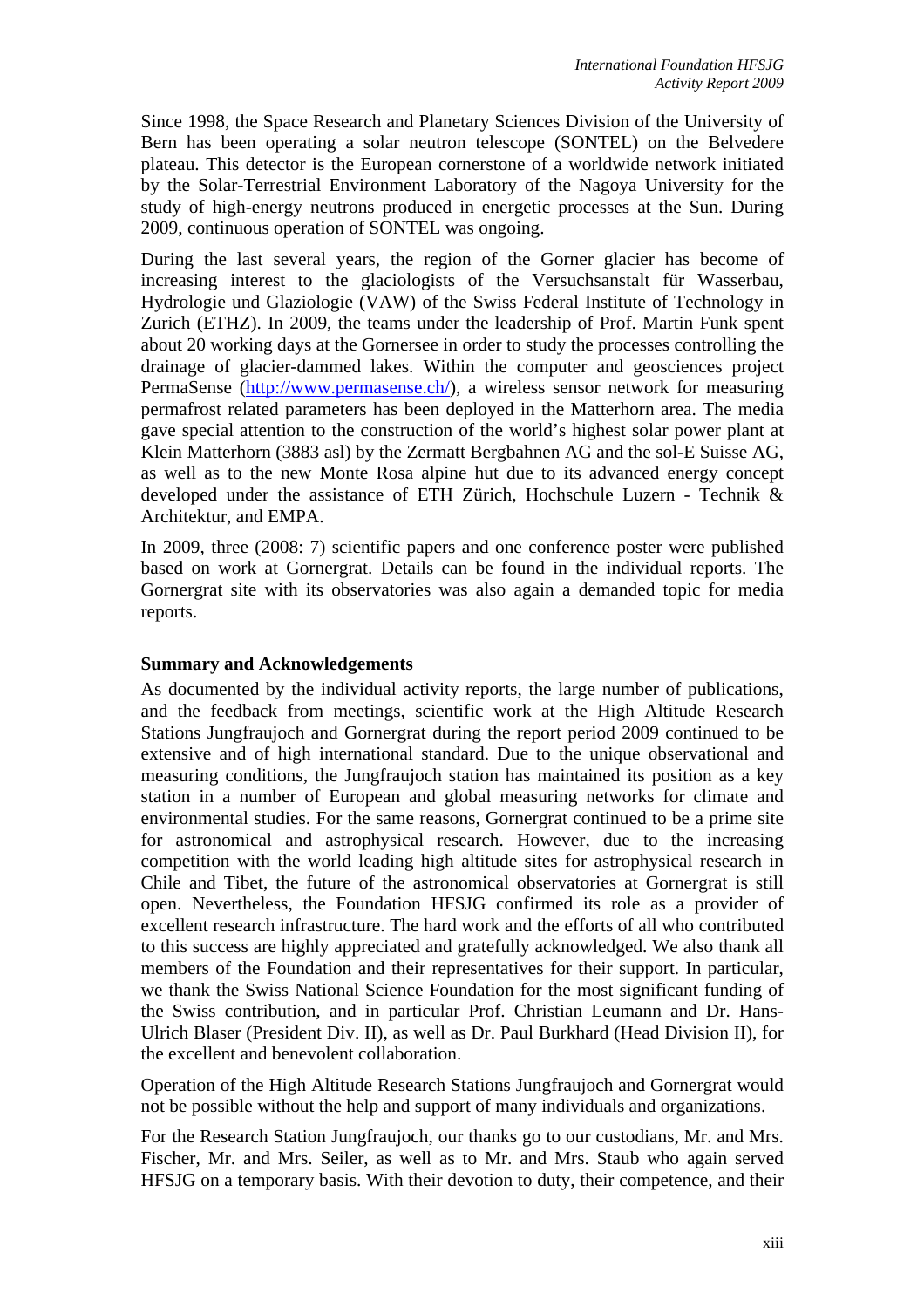Since 1998, the Space Research and Planetary Sciences Division of the University of Bern has been operating a solar neutron telescope (SONTEL) on the Belvedere plateau. This detector is the European cornerstone of a worldwide network initiated by the Solar-Terrestrial Environment Laboratory of the Nagoya University for the study of high-energy neutrons produced in energetic processes at the Sun. During 2009, continuous operation of SONTEL was ongoing.

During the last several years, the region of the Gorner glacier has become of increasing interest to the glaciologists of the Versuchsanstalt für Wasserbau, Hydrologie und Glaziologie (VAW) of the Swiss Federal Institute of Technology in Zurich (ETHZ). In 2009, the teams under the leadership of Prof. Martin Funk spent about 20 working days at the Gornersee in order to study the processes controlling the drainage of glacier-dammed lakes. Within the computer and geosciences project PermaSense (http://www.permasense.ch/), a wireless sensor network for measuring permafrost related parameters has been deployed in the Matterhorn area. The media gave special attention to the construction of the world's highest solar power plant at Klein Matterhorn (3883 asl) by the Zermatt Bergbahnen AG and the sol-E Suisse AG, as well as to the new Monte Rosa alpine hut due to its advanced energy concept developed under the assistance of ETH Zürich, Hochschule Luzern - Technik & Architektur, and EMPA.

In 2009, three (2008: 7) scientific papers and one conference poster were published based on work at Gornergrat. Details can be found in the individual reports. The Gornergrat site with its observatories was also again a demanded topic for media reports.

**Summary and Acknowledgements**

As documented by the individual activity reports, the large number of publications, and the feedback from meetings, scientific work at the High Altitude Research Stations Jungfraujoch and Gornergrat during the report period 2009 continued to be extensive and of high international standard. Due to the unique observational and measuring conditions, the Jungfraujoch station has maintained its position as a key station in a number of European and global measuring networks for climate and environmental studies. For the same reasons, Gornergrat continued to be a prime site for astronomical and astrophysical research. However, due to the increasing competition with the world leading high altitude sites for astrophysical research in Chile and Tibet, the future of the astronomical observatories at Gornergrat is still open. Nevertheless, the Foundation HFSJG confirmed its role as a provider of excellent research infrastructure. The hard work and the efforts of all who contributed to this success are highly appreciated and gratefully acknowledged. We also thank all members of the Foundation and their representatives for their support. In particular, we thank the Swiss National Science Foundation for the most significant funding of the Swiss contribution, and in particular Prof. Christian Leumann and Dr. Hans-Ulrich Blaser (President Div. II), as well as Dr. Paul Burkhard (Head Division II), for the excellent and benevolent collaboration.

Operation of the High Altitude Research Stations Jungfraujoch and Gornergrat would not be possible without the help and support of many individuals and organizations.

For the Research Station Jungfraujoch, our thanks go to our custodians, Mr. and Mrs. Fischer, Mr. and Mrs. Seiler, as well as to Mr. and Mrs. Staub who again served HFSJG on a temporary basis. With their devotion to duty, their competence, and their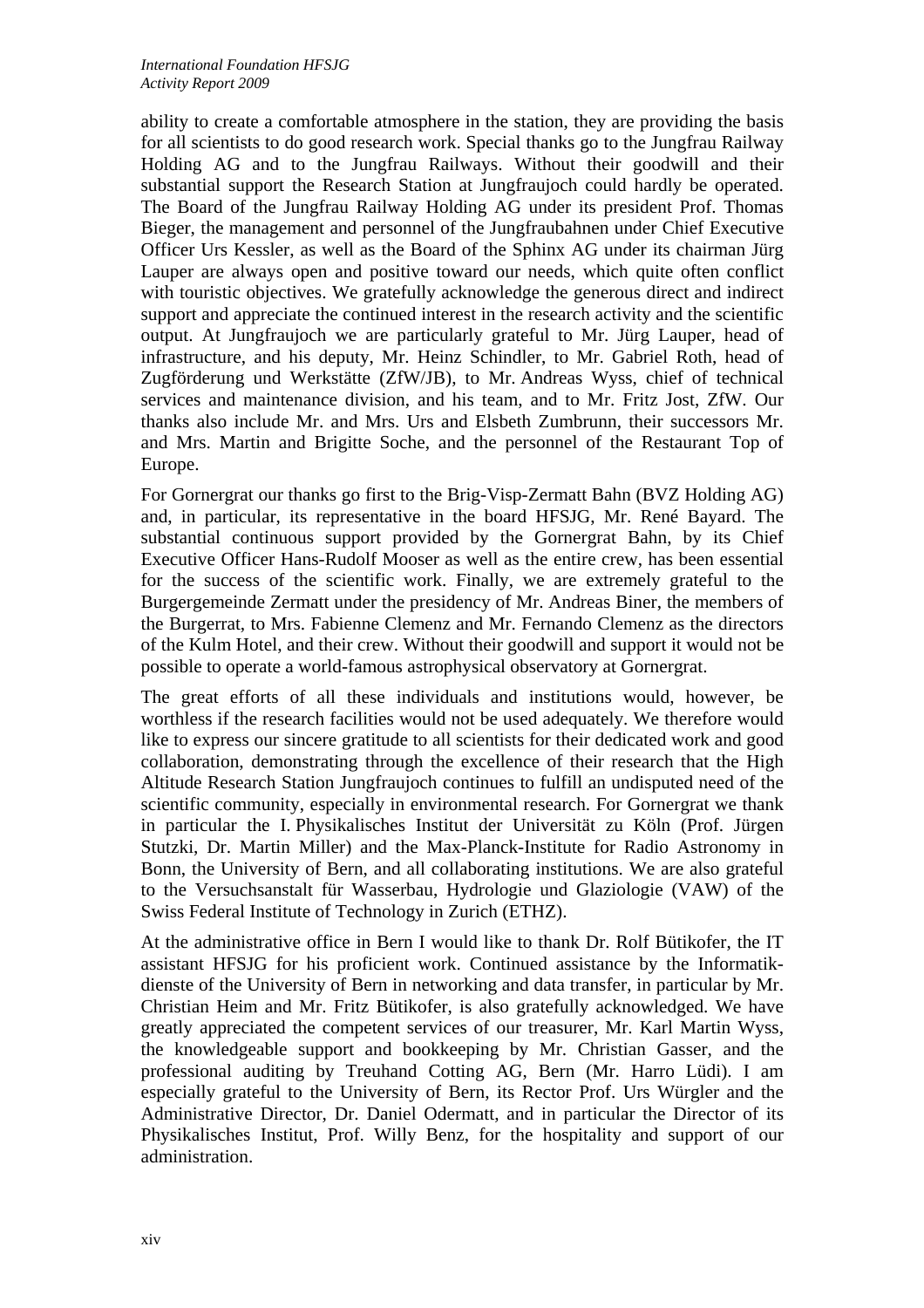ability to create a comfortable atmosphere in the station, they are providing the basis for all scientists to do good research work. Special thanks go to the Jungfrau Railway Holding AG and to the Jungfrau Railways. Without their goodwill and their substantial support the Research Station at Jungfraujoch could hardly be operated. The Board of the Jungfrau Railway Holding AG under its president Prof. Thomas Bieger, the management and personnel of the Jungfraubahnen under Chief Executive Officer Urs Kessler, as well as the Board of the Sphinx AG under its chairman Jürg Lauper are always open and positive toward our needs, which quite often conflict with touristic objectives. We gratefully acknowledge the generous direct and indirect support and appreciate the continued interest in the research activity and the scientific output. At Jungfraujoch we are particularly grateful to Mr. Jürg Lauper, head of infrastructure, and his deputy, Mr. Heinz Schindler, to Mr. Gabriel Roth, head of Zugförderung und Werkstätte (ZfW/JB), to Mr. Andreas Wyss, chief of technical services and maintenance division, and his team, and to Mr. Fritz Jost, ZfW. Our thanks also include Mr. and Mrs. Urs and Elsbeth Zumbrunn, their successors Mr. and Mrs. Martin and Brigitte Soche, and the personnel of the Restaurant Top of Europe.

For Gornergrat our thanks go first to the Brig-Visp-Zermatt Bahn (BVZ Holding AG) and, in particular, its representative in the board HFSJG, Mr. René Bayard. The substantial continuous support provided by the Gornergrat Bahn, by its Chief Executive Officer Hans-Rudolf Mooser as well as the entire crew, has been essential for the success of the scientific work. Finally, we are extremely grateful to the Burgergemeinde Zermatt under the presidency of Mr. Andreas Biner, the members of the Burgerrat, to Mrs. Fabienne Clemenz and Mr. Fernando Clemenz as the directors of the Kulm Hotel, and their crew. Without their goodwill and support it would not be possible to operate a world-famous astrophysical observatory at Gornergrat.

The great efforts of all these individuals and institutions would, however, be worthless if the research facilities would not be used adequately. We therefore would like to express our sincere gratitude to all scientists for their dedicated work and good collaboration, demonstrating through the excellence of their research that the High Altitude Research Station Jungfraujoch continues to fulfill an undisputed need of the scientific community, especially in environmental research. For Gornergrat we thank in particular the I. Physikalisches Institut der Universität zu Köln (Prof. Jürgen Stutzki, Dr. Martin Miller) and the Max-Planck-Institute for Radio Astronomy in Bonn, the University of Bern, and all collaborating institutions. We are also grateful to the Versuchsanstalt für Wasserbau, Hydrologie und Glaziologie (VAW) of the Swiss Federal Institute of Technology in Zurich (ETHZ).

At the administrative office in Bern I would like to thank Dr. Rolf Bütikofer, the IT assistant HFSJG for his proficient work. Continued assistance by the Informatikdienste of the University of Bern in networking and data transfer, in particular by Mr. Christian Heim and Mr. Fritz Bütikofer, is also gratefully acknowledged. We have greatly appreciated the competent services of our treasurer, Mr. Karl Martin Wyss, the knowledgeable support and bookkeeping by Mr. Christian Gasser, and the professional auditing by Treuhand Cotting AG, Bern (Mr. Harro Lüdi). I am especially grateful to the University of Bern, its Rector Prof. Urs Würgler and the Administrative Director, Dr. Daniel Odermatt, and in particular the Director of its Physikalisches Institut, Prof. Willy Benz, for the hospitality and support of our administration.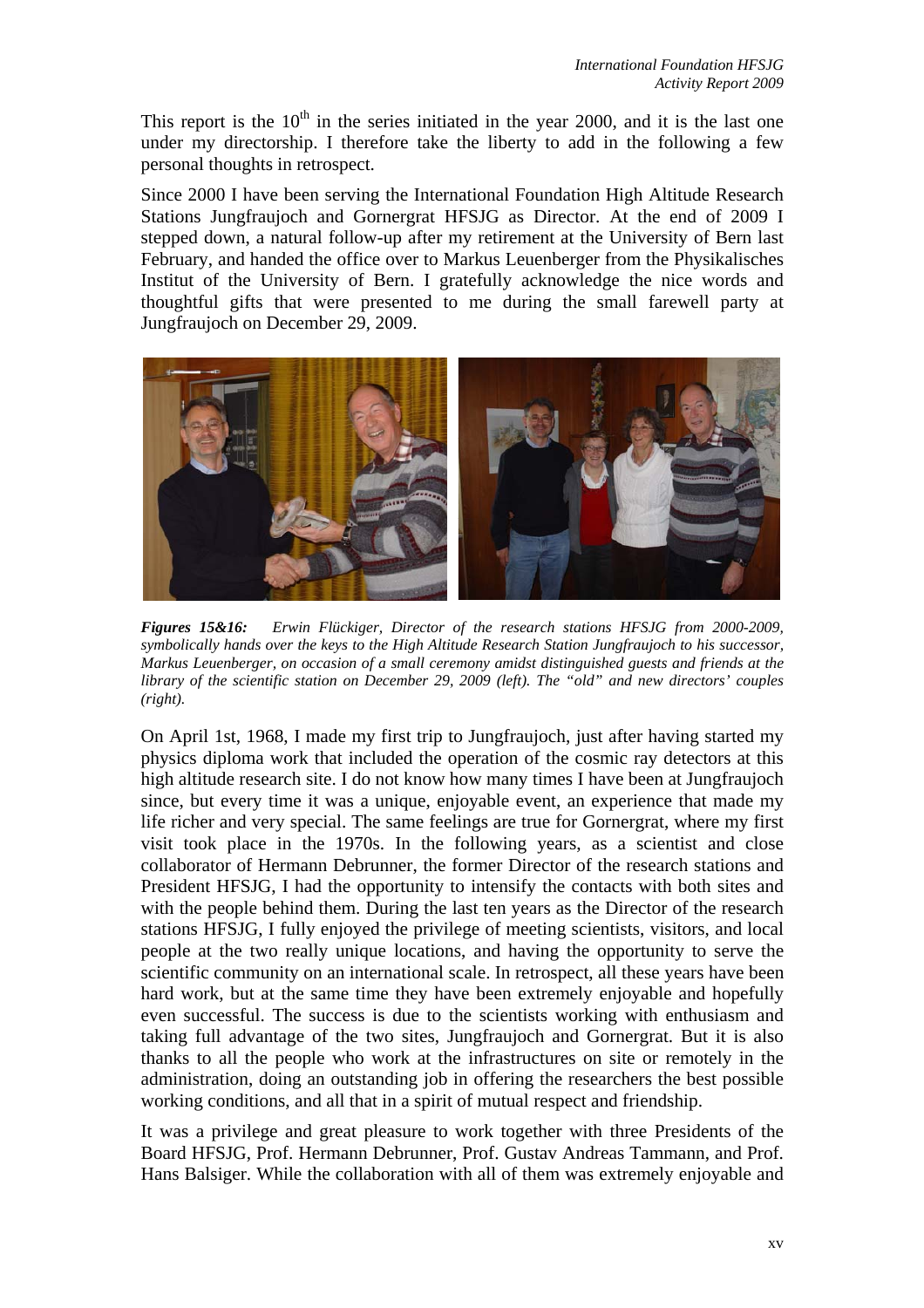This report is the $10^{th}$ in the series initiated in the year 2000, and it is the last one under my directorship. I therefore take the liberty to add in the following a few personal thoughts in retrospect.

Since 2000 I have been serving the International Foundation High Altitude Research Stations Jungfraujoch and Gornergrat HFSJG as Director. At the end of 2009 I stepped down, a natural follow-up after my retirement at the University of Bern last February, and handed the office over to Markus Leuenberger from the Physikalisches Institut of the University of Bern. I gratefully acknowledge the nice words and thoughtful gifts that were presented to me during the small farewell party at Jungfraujoch on December 29, 2009.

***Figures 15&16:*** *Erwin Flückiger, Director of the research stations HFSJG from 2000-2009, symbolically hands over the keys to the High Altitude Research Station Jungfraujoch to his successor, Markus Leuenberger, on occasion of a small ceremony amidst distinguished guests and friends at the library of the scientific station on December 29, 2009 (left). The "old" and new directors' couples (right).*

On April 1st, 1968, I made my first trip to Jungfraujoch, just after having started my physics diploma work that included the operation of the cosmic ray detectors at this high altitude research site. I do not know how many times I have been at Jungfraujoch since, but every time it was a unique, enjoyable event, an experience that made my life richer and very special. The same feelings are true for Gornergrat, where my first visit took place in the 1970s. In the following years, as a scientist and close collaborator of Hermann Debrunner, the former Director of the research stations and President HFSJG, I had the opportunity to intensify the contacts with both sites and with the people behind them. During the last ten years as the Director of the research stations HFSJG, I fully enjoyed the privilege of meeting scientists, visitors, and local people at the two really unique locations, and having the opportunity to serve the scientific community on an international scale. In retrospect, all these years have been hard work, but at the same time they have been extremely enjoyable and hopefully even successful. The success is due to the scientists working with enthusiasm and taking full advantage of the two sites, Jungfraujoch and Gornergrat. But it is also thanks to all the people who work at the infrastructures on site or remotely in the administration, doing an outstanding job in offering the researchers the best possible working conditions, and all that in a spirit of mutual respect and friendship.

It was a privilege and great pleasure to work together with three Presidents of the Board HFSJG, Prof. Hermann Debrunner, Prof. Gustav Andreas Tammann, and Prof. Hans Balsiger. While the collaboration with all of them was extremely enjoyable and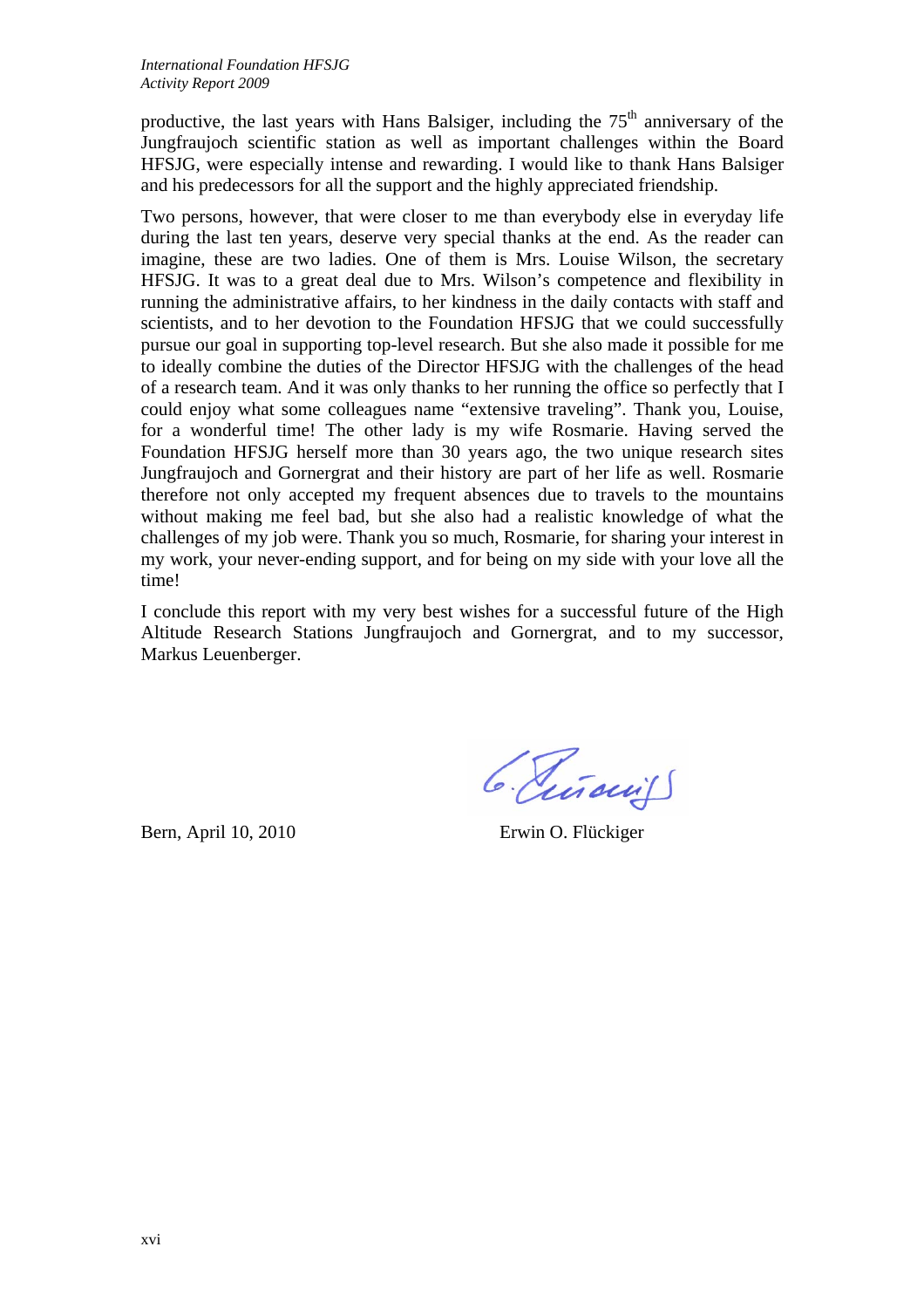productive, the last years with Hans Balsiger, including the 75th anniversary of the Jungfraujoch scientific station as well as important challenges within the Board HFSJG, were especially intense and rewarding. I would like to thank Hans Balsiger and his predecessors for all the support and the highly appreciated friendship.

Two persons, however, that were closer to me than everybody else in everyday life during the last ten years, deserve very special thanks at the end. As the reader can imagine, these are two ladies. One of them is Mrs. Louise Wilson, the secretary HFSJG. It was to a great deal due to Mrs. Wilson's competence and flexibility in running the administrative affairs, to her kindness in the daily contacts with staff and scientists, and to her devotion to the Foundation HFSJG that we could successfully pursue our goal in supporting top-level research. But she also made it possible for me to ideally combine the duties of the Director HFSJG with the challenges of the head of a research team. And it was only thanks to her running the office so perfectly that I could enjoy what some colleagues name "extensive traveling". Thank you, Louise, for a wonderful time! The other lady is my wife Rosmarie. Having served the Foundation HFSJG herself more than 30 years ago, the two unique research sites Jungfraujoch and Gornergrat and their history are part of her life as well. Rosmarie therefore not only accepted my frequent absences due to travels to the mountains without making me feel bad, but she also had a realistic knowledge of what the challenges of my job were. Thank you so much, Rosmarie, for sharing your interest in my work, your never-ending support, and for being on my side with your love all the time!

I conclude this report with my very best wishes for a successful future of the High Altitude Research Stations Jungfraujoch and Gornergrat, and to my successor, Markus Leuenberger.

Bern, April 10, 2010 Erwin O. Flückiger